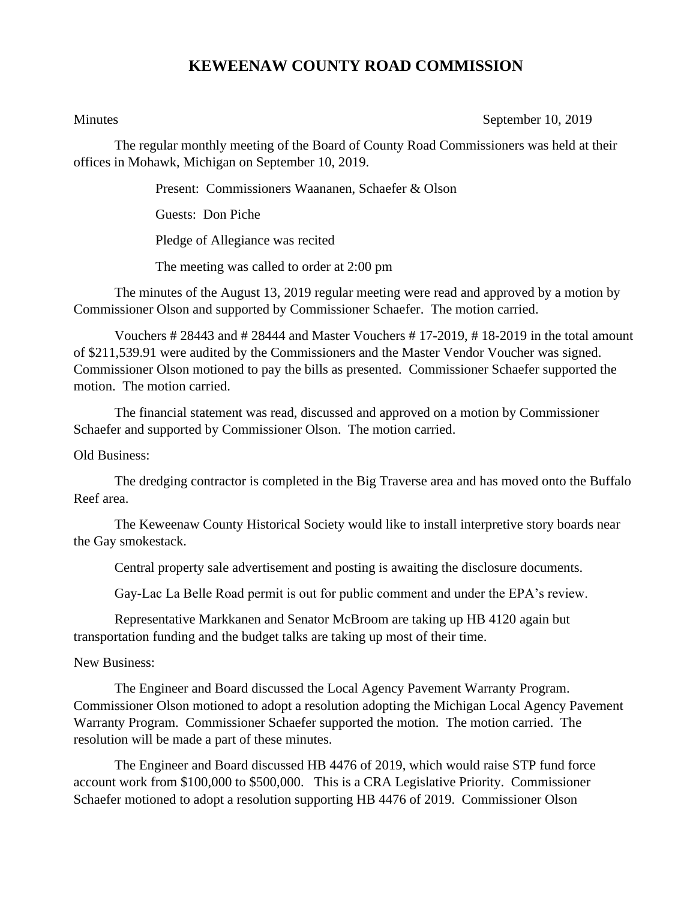# KEWEENAW COUNTY ROAD COMMISSION

Minutes September 10, 2019

The regular monthly meeting of the Board of County Road Commissioners was held at their offices in Mohawk, Michigan on September 10, 2019.

Present: Commissioners Waananen, Schaefer & Olson

Guests: Don Piche

Pledge of Allegiance was recited

The meeting was called to order at 2:00 pm

The minutes of the August 13, 2019 regular meeting were read and approved by a motion by Commissioner Olson and supported by Commissioner Schaefer. The motion carried.

Vouchers # 28443 and # 28444 and Master Vouchers # 17-2019, # 18-2019 in the total amount of $211,539.91 were audited by the Commissioners and the Master Vendor Voucher was signed. Commissioner Olson motioned to pay the bills as presented. Commissioner Schaefer supported the motion. The motion carried.

The financial statement was read, discussed and approved on a motion by Commissioner Schaefer and supported by Commissioner Olson. The motion carried.

Old Business:

The dredging contractor is completed in the Big Traverse area and has moved onto the Buffalo Reef area.

The Keweenaw County Historical Society would like to install interpretive story boards near the Gay smokestack.

Central property sale advertisement and posting is awaiting the disclosure documents.

Gay-Lac La Belle Road permit is out for public comment and under the EPA's review.

Representative Markkanen and Senator McBroom are taking up HB 4120 again but transportation funding and the budget talks are taking up most of their time.

New Business:

The Engineer and Board discussed the Local Agency Pavement Warranty Program. Commissioner Olson motioned to adopt a resolution adopting the Michigan Local Agency Pavement Warranty Program. Commissioner Schaefer supported the motion. The motion carried. The resolution will be made a part of these minutes.

The Engineer and Board discussed HB 4476 of 2019, which would raise STP fund force account work from $100,000 to $500,000. This is a CRA Legislative Priority. Commissioner Schaefer motioned to adopt a resolution supporting HB 4476 of 2019. Commissioner Olson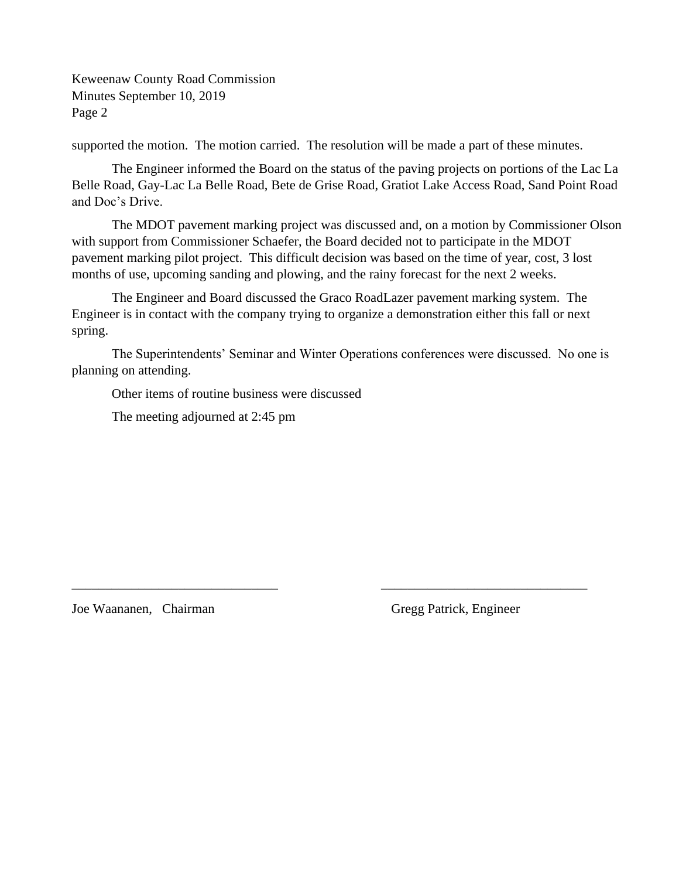supported the motion. The motion carried. The resolution will be made a part of these minutes.

The Engineer informed the Board on the status of the paving projects on portions of the Lac La Belle Road, Gay-Lac La Belle Road, Bete de Grise Road, Gratiot Lake Access Road, Sand Point Road and Doc's Drive.

The MDOT pavement marking project was discussed and, on a motion by Commissioner Olson with support from Commissioner Schaefer, the Board decided not to participate in the MDOT pavement marking pilot project. This difficult decision was based on the time of year, cost, 3 lost months of use, upcoming sanding and plowing, and the rainy forecast for the next 2 weeks.

The Engineer and Board discussed the Graco RoadLazer pavement marking system. The Engineer is in contact with the company trying to organize a demonstration either this fall or next spring.

The Superintendents' Seminar and Winter Operations conferences were discussed. No one is planning on attending.

Other items of routine business were discussed

The meeting adjourned at 2:45 pm

_______________________________ _______________________________

Joe Waananen, Chairman Gregg Patrick, Engineer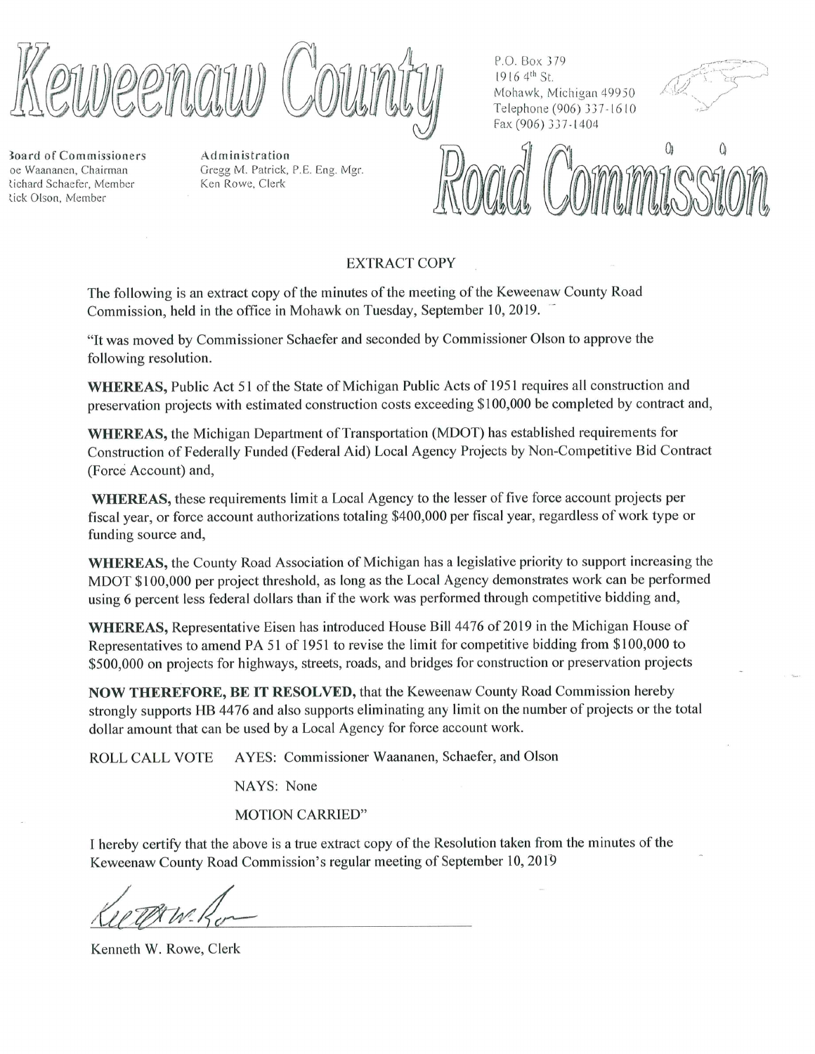# Keweenaw County Road Commission

P.O. Box 379
1916 4th St.
Mohawk, Michigan 49950
Telephone (906) 337-1610
Fax (906) 337-1404

**Board of Commissioners**
oe Waananen, Chairman
Richard Schaefer, Member
Rick Olson, Member

**Administration**
Gregg M. Patrick, P.E. Eng. Mgr.
Ken Rowe, Clerk

## EXTRACT COPY

The following is an extract copy of the minutes of the meeting of the Keweenaw County Road Commission, held in the office in Mohawk on Tuesday, September 10, 2019.

"It was moved by Commissioner Schaefer and seconded by Commissioner Olson to approve the following resolution.

**WHEREAS,** Public Act 51 of the State of Michigan Public Acts of 1951 requires all construction and preservation projects with estimated construction costs exceeding $100,000 be completed by contract and,

**WHEREAS,** the Michigan Department of Transportation (MDOT) has established requirements for Construction of Federally Funded (Federal Aid) Local Agency Projects by Non-Competitive Bid Contract (Force Account) and,

**WHEREAS,** these requirements limit a Local Agency to the lesser of five force account projects per fiscal year, or force account authorizations totaling $400,000 per fiscal year, regardless of work type or funding source and,

**WHEREAS,** the County Road Association of Michigan has a legislative priority to support increasing the MDOT $100,000 per project threshold, as long as the Local Agency demonstrates work can be performed using 6 percent less federal dollars than if the work was performed through competitive bidding and,

**WHEREAS,** Representative Eisen has introduced House Bill 4476 of 2019 in the Michigan House of Representatives to amend PA 51 of 1951 to revise the limit for competitive bidding from $100,000 to $500,000 on projects for highways, streets, roads, and bridges for construction or preservation projects

**NOW THEREFORE, BE IT RESOLVED,** that the Keweenaw County Road Commission hereby strongly supports HB 4476 and also supports eliminating any limit on the number of projects or the total dollar amount that can be used by a Local Agency for force account work.

ROLL CALL VOTE AYES: Commissioner Waananen, Schaefer, and Olson

NAYS: None

MOTION CARRIED"

I hereby certify that the above is a true extract copy of the Resolution taken from the minutes of the Keweenaw County Road Commission's regular meeting of September 10, 2019

Kenneth W. Rowe, Clerk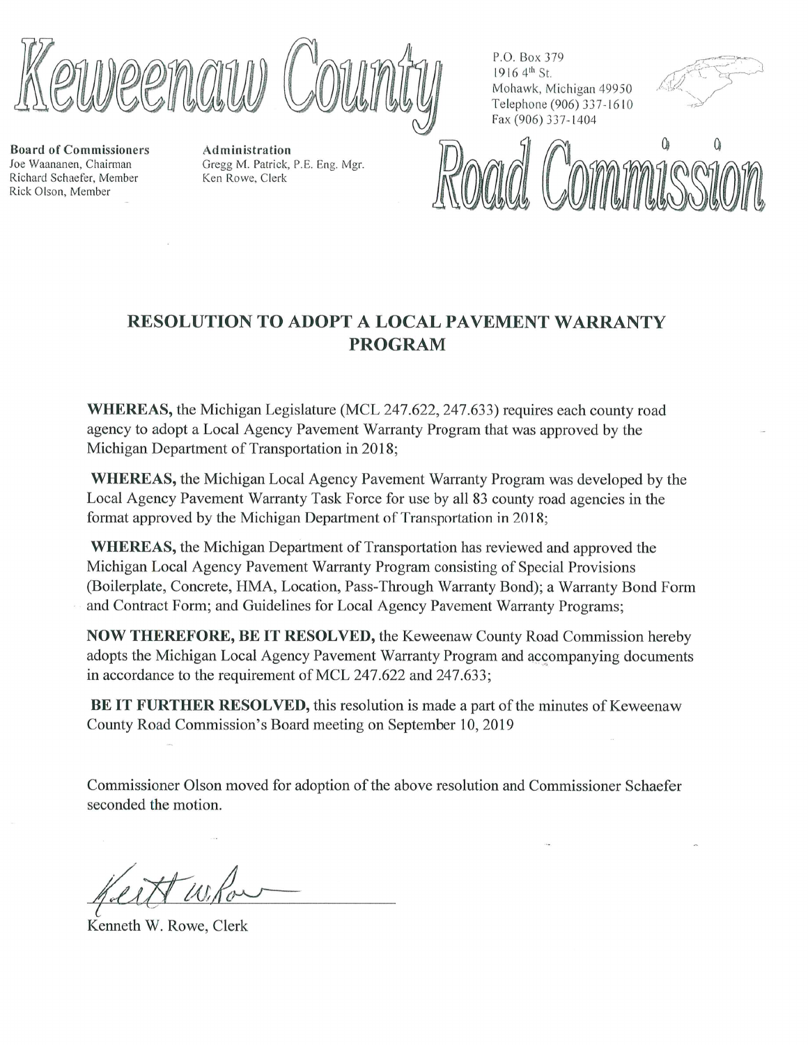# Keweenaw County Road Commission

P.O. Box 379
1916 4th St.
Mohawk, Michigan 49950
Telephone (906) 337-1610
Fax (906) 337-1404

**Board of Commissioners**
Joe Waananen, Chairman
Richard Schaefer, Member
Rick Olson, Member

**Administration**
Gregg M. Patrick, P.E. Eng. Mgr.
Ken Rowe, Clerk

## RESOLUTION TO ADOPT A LOCAL PAVEMENT WARRANTY PROGRAM

**WHEREAS,** the Michigan Legislature (MCL 247.622, 247.633) requires each county road agency to adopt a Local Agency Pavement Warranty Program that was approved by the Michigan Department of Transportation in 2018;

**WHEREAS,** the Michigan Local Agency Pavement Warranty Program was developed by the Local Agency Pavement Warranty Task Force for use by all 83 county road agencies in the format approved by the Michigan Department of Transportation in 2018;

**WHEREAS,** the Michigan Department of Transportation has reviewed and approved the Michigan Local Agency Pavement Warranty Program consisting of Special Provisions (Boilerplate, Concrete, HMA, Location, Pass-Through Warranty Bond); a Warranty Bond Form and Contract Form; and Guidelines for Local Agency Pavement Warranty Programs;

**NOW THEREFORE, BE IT RESOLVED,** the Keweenaw County Road Commission hereby adopts the Michigan Local Agency Pavement Warranty Program and accompanying documents in accordance to the requirement of MCL 247.622 and 247.633;

**BE IT FURTHER RESOLVED,** this resolution is made a part of the minutes of Keweenaw County Road Commission's Board meeting on September 10, 2019

Commissioner Olson moved for adoption of the above resolution and Commissioner Schaefer seconded the motion.

Kenneth W. Rowe, Clerk